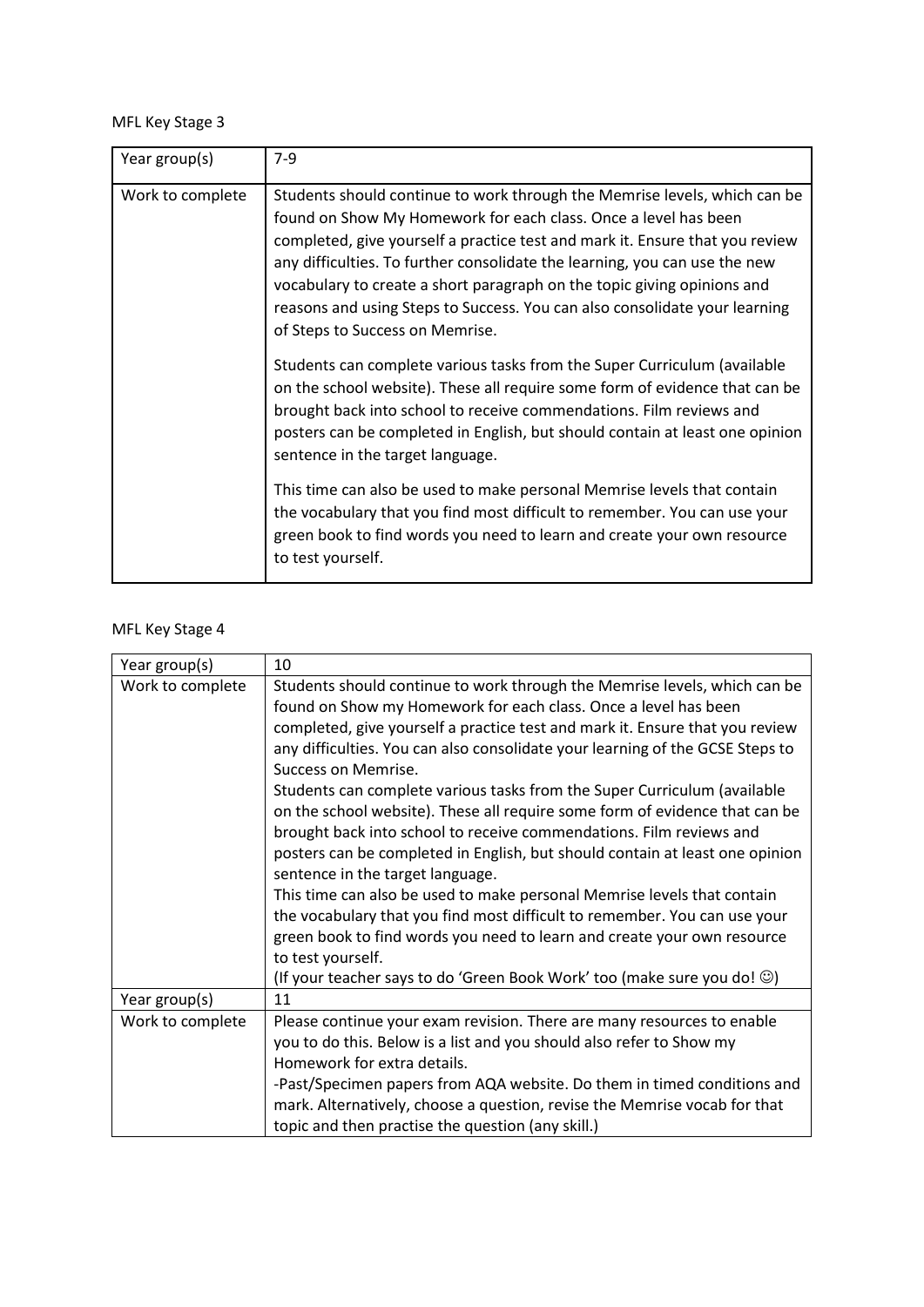MFL Key Stage 3

| Year group(s) | 7-9 |
|---|---|
| Work to complete | Students should continue to work through the Memrise levels, which can be found on Show My Homework for each class. Once a level has been completed, give yourself a practice test and mark it. Ensure that you review any difficulties. To further consolidate the learning, you can use the new vocabulary to create a short paragraph on the topic giving opinions and reasons and using Steps to Success. You can also consolidate your learning of Steps to Success on Memrise.<br><br>Students can complete various tasks from the Super Curriculum (available on the school website). These all require some form of evidence that can be brought back into school to receive commendations. Film reviews and posters can be completed in English, but should contain at least one opinion sentence in the target language.<br><br>This time can also be used to make personal Memrise levels that contain the vocabulary that you find most difficult to remember. You can use your green book to find words you need to learn and create your own resource to test yourself. |

MFL Key Stage 4

| Year group(s) | 10 |
|---|---|
| Work to complete | Students should continue to work through the Memrise levels, which can be found on Show my Homework for each class. Once a level has been completed, give yourself a practice test and mark it. Ensure that you review any difficulties. You can also consolidate your learning of the GCSE Steps to Success on Memrise.<br>Students can complete various tasks from the Super Curriculum (available on the school website). These all require some form of evidence that can be brought back into school to receive commendations. Film reviews and posters can be completed in English, but should contain at least one opinion sentence in the target language.<br>This time can also be used to make personal Memrise levels that contain the vocabulary that you find most difficult to remember. You can use your green book to find words you need to learn and create your own resource to test yourself.<br>(If your teacher says to do 'Green Book Work' too (make sure you do! ☺) |
| Year group(s) | 11 |
| Work to complete | Please continue your exam revision. There are many resources to enable you to do this. Below is a list and you should also refer to Show my Homework for extra details.<br>-Past/Specimen papers from AQA website. Do them in timed conditions and mark. Alternatively, choose a question, revise the Memrise vocab for that topic and then practise the question (any skill.) |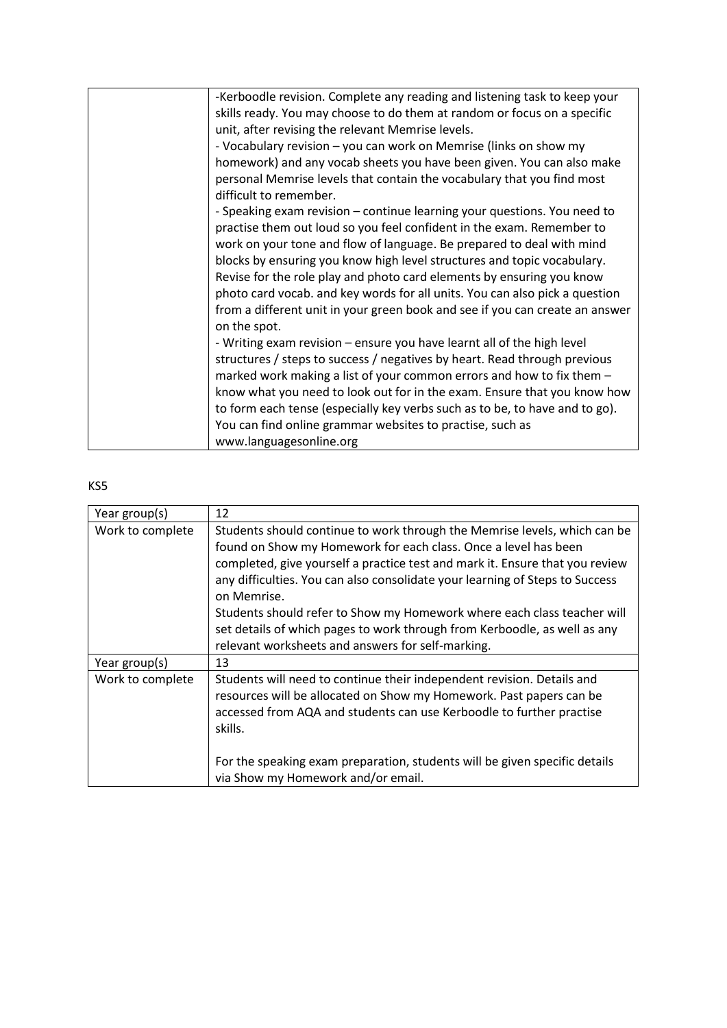| | |
|---|---|
| | -Kerboodle revision. Complete any reading and listening task to keep your skills ready. You may choose to do them at random or focus on a specific unit, after revising the relevant Memrise levels.<br>- Vocabulary revision – you can work on Memrise (links on show my homework) and any vocab sheets you have been given. You can also make personal Memrise levels that contain the vocabulary that you find most difficult to remember.<br>- Speaking exam revision – continue learning your questions. You need to practise them out loud so you feel confident in the exam. Remember to work on your tone and flow of language. Be prepared to deal with mind blocks by ensuring you know high level structures and topic vocabulary. Revise for the role play and photo card elements by ensuring you know photo card vocab. and key words for all units. You can also pick a question from a different unit in your green book and see if you can create an answer on the spot.<br>- Writing exam revision – ensure you have learnt all of the high level structures / steps to success / negatives by heart. Read through previous marked work making a list of your common errors and how to fix them – know what you need to look out for in the exam. Ensure that you know how to form each tense (especially key verbs such as to be, to have and to go). You can find online grammar websites to practise, such as www.languagesonline.org |

KS5

| | |
|---|---|
| Year group(s) | 12 |
| Work to complete | Students should continue to work through the Memrise levels, which can be found on Show my Homework for each class. Once a level has been completed, give yourself a practice test and mark it. Ensure that you review any difficulties. You can also consolidate your learning of Steps to Success on Memrise.<br>Students should refer to Show my Homework where each class teacher will set details of which pages to work through from Kerboodle, as well as any relevant worksheets and answers for self-marking. |
| Year group(s) | 13 |
| Work to complete | Students will need to continue their independent revision. Details and resources will be allocated on Show my Homework. Past papers can be accessed from AQA and students can use Kerboodle to further practise skills.<br><br>For the speaking exam preparation, students will be given specific details via Show my Homework and/or email. |